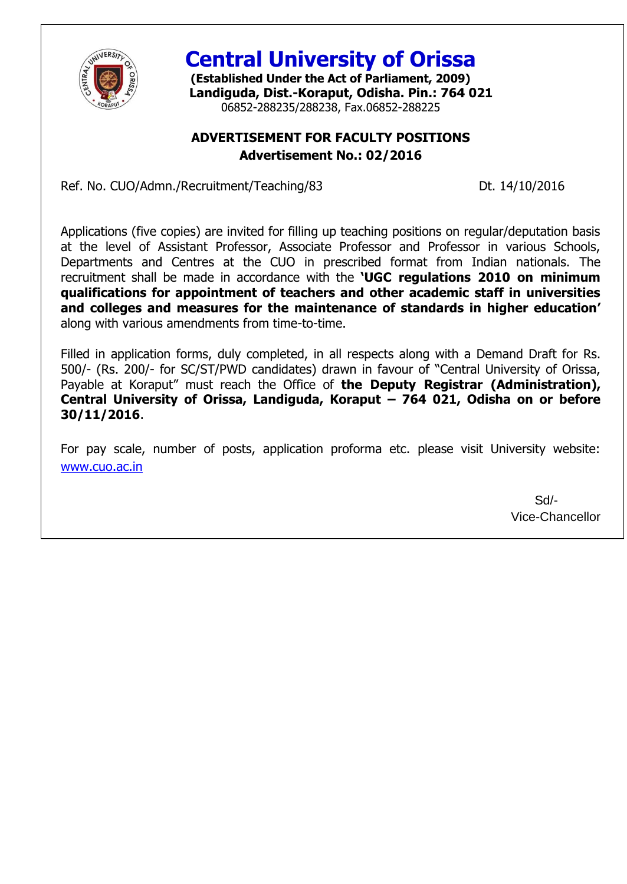# Central University of Orissa

**(Established Under the Act of Parliament, 2009)**
**Landiguda, Dist.-Koraput, Odisha. Pin.: 764 021**
06852-288235/288238, Fax.06852-288225

## ADVERTISEMENT FOR FACULTY POSITIONS
### Advertisement No.: 02/2016

Ref. No. CUO/Admn./Recruitment/Teaching/83 Dt. 14/10/2016

Applications (five copies) are invited for filling up teaching positions on regular/deputation basis at the level of Assistant Professor, Associate Professor and Professor in various Schools, Departments and Centres at the CUO in prescribed format from Indian nationals. The recruitment shall be made in accordance with the **'UGC regulations 2010 on minimum qualifications for appointment of teachers and other academic staff in universities and colleges and measures for the maintenance of standards in higher education'** along with various amendments from time-to-time.

Filled in application forms, duly completed, in all respects along with a Demand Draft for Rs. 500/- (Rs. 200/- for SC/ST/PWD candidates) drawn in favour of "Central University of Orissa, Payable at Koraput" must reach the Office of **the Deputy Registrar (Administration), Central University of Orissa, Landiguda, Koraput – 764 021, Odisha on or before 30/11/2016**.

For pay scale, number of posts, application proforma etc. please visit University website: www.cuo.ac.in

Sd/-
Vice-Chancellor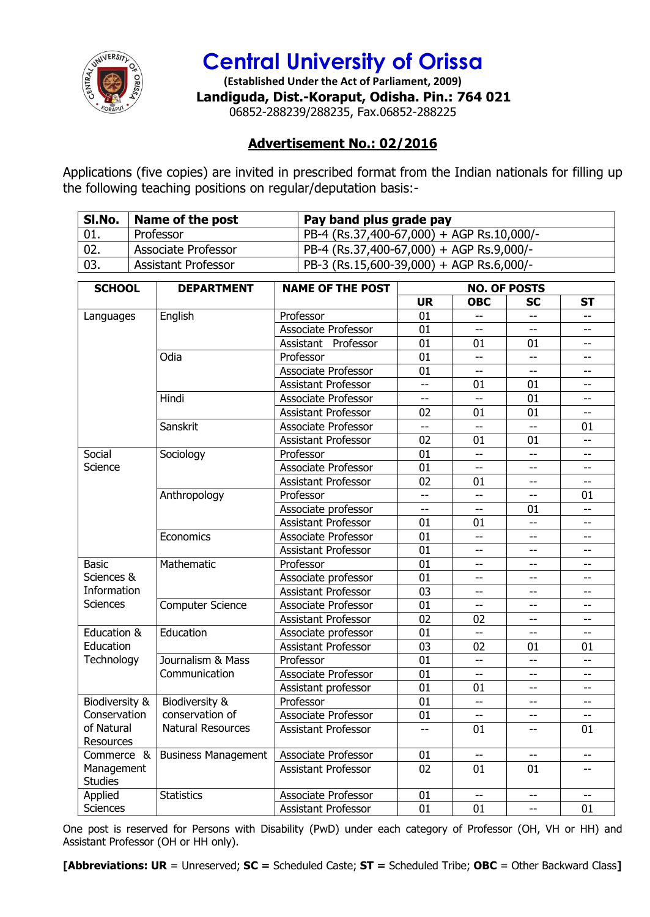# Central University of Orissa

**(Established Under the Act of Parliament, 2009)**

**Landiguda, Dist.-Koraput, Odisha. Pin.: 764 021**

06852-288239/288235, Fax.06852-288225

## Advertisement No.: 02/2016

Applications (five copies) are invited in prescribed format from the Indian nationals for filling up the following teaching positions on regular/deputation basis:-

| Sl.No. | Name of the post | Pay band plus grade pay |
|---|---|---|
| 01. | Professor | PB-4 (Rs.37,400-67,000) + AGP Rs.10,000/- |
| 02. | Associate Professor | PB-4 (Rs.37,400-67,000) + AGP Rs.9,000/- |
| 03. | Assistant Professor | PB-3 (Rs.15,600-39,000) + AGP Rs.6,000/- |

| SCHOOL | DEPARTMENT | NAME OF THE POST | NO. OF POSTS | | | |
|---|---|---|---|---|---|---|
| | | | UR | OBC | SC | ST |
| Languages | English | Professor | 01 | -- | -- | -- |
| | | Associate Professor | 01 | -- | -- | -- |
| | | Assistant Professor | 01 | 01 | 01 | -- |
| | Odia | Professor | 01 | -- | -- | -- |
| | | Associate Professor | 01 | -- | -- | -- |
| | | Assistant Professor | -- | 01 | 01 | -- |
| | Hindi | Associate Professor | -- | -- | 01 | -- |
| | | Assistant Professor | 02 | 01 | 01 | -- |
| | Sanskrit | Associate Professor | -- | -- | -- | 01 |
| | | Assistant Professor | 02 | 01 | 01 | -- |
| Social Science | Sociology | Professor | 01 | -- | -- | -- |
| | | Associate Professor | 01 | -- | -- | -- |
| | | Assistant Professor | 02 | 01 | -- | -- |
| | Anthropology | Professor | -- | -- | -- | 01 |
| | | Associate professor | -- | -- | 01 | -- |
| | | Assistant Professor | 01 | 01 | -- | -- |
| | Economics | Associate Professor | 01 | -- | -- | -- |
| | | Assistant Professor | 01 | -- | -- | -- |
| Basic Sciences & Information Sciences | Mathematic | Professor | 01 | -- | -- | -- |
| | | Associate professor | 01 | -- | -- | -- |
| | | Assistant Professor | 03 | -- | -- | -- |
| | Computer Science | Associate Professor | 01 | -- | -- | -- |
| | | Assistant Professor | 02 | 02 | -- | -- |
| Education & Education Technology | Education | Associate professor | 01 | -- | -- | -- |
| | | Assistant Professor | 03 | 02 | 01 | 01 |
| | Journalism & Mass Communication | Professor | 01 | -- | -- | -- |
| | | Associate Professor | 01 | -- | -- | -- |
| | | Assistant professor | 01 | 01 | -- | -- |
| Biodiversity & Conservation of Natural Resources | Biodiversity & conservation of Natural Resources | Professor | 01 | -- | -- | -- |
| | | Associate Professor | 01 | -- | -- | -- |
| | | Assistant Professor | -- | 01 | -- | 01 |
| Commerce & Management Studies | Business Management | Associate Professor | 01 | -- | -- | -- |
| | | Assistant Professor | 02 | 01 | 01 | -- |
| Applied Sciences | Statistics | Associate Professor | 01 | -- | -- | -- |
| | | Assistant Professor | 01 | 01 | -- | 01 |

One post is reserved for Persons with Disability (PwD) under each category of Professor (OH, VH or HH) and Assistant Professor (OH or HH only).

**[Abbreviations: UR** = Unreserved; **SC =** Scheduled Caste; **ST =** Scheduled Tribe; **OBC** = Other Backward Class**]**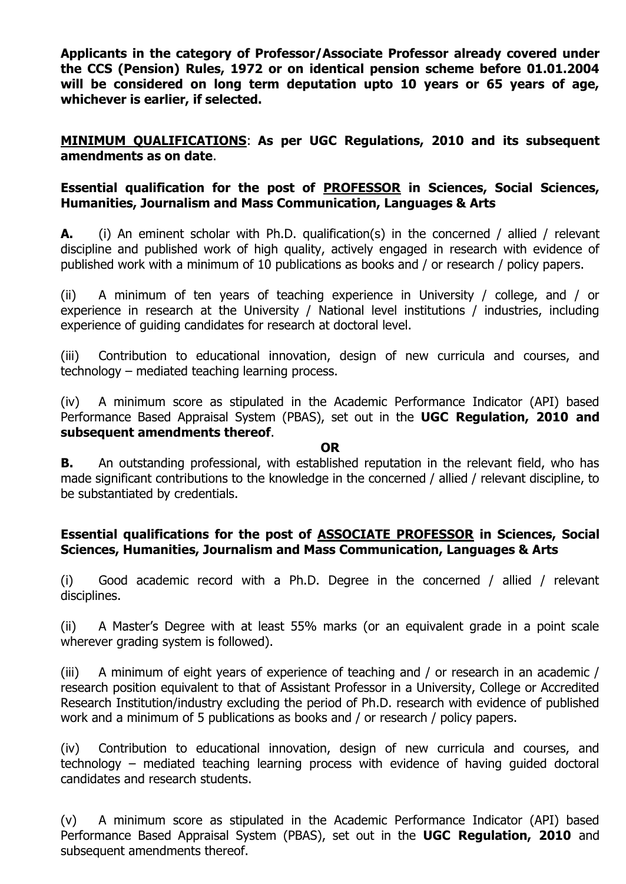**Applicants in the category of Professor/Associate Professor already covered under the CCS (Pension) Rules, 1972 or on identical pension scheme before 01.01.2004 will be considered on long term deputation upto 10 years or 65 years of age, whichever is earlier, if selected.**

**MINIMUM QUALIFICATIONS**: **As per UGC Regulations, 2010 and its subsequent amendments as on date**.

**Essential qualification for the post of PROFESSOR in Sciences, Social Sciences, Humanities, Journalism and Mass Communication, Languages & Arts**

**A.** (i) An eminent scholar with Ph.D. qualification(s) in the concerned / allied / relevant discipline and published work of high quality, actively engaged in research with evidence of published work with a minimum of 10 publications as books and / or research / policy papers.

(ii) A minimum of ten years of teaching experience in University / college, and / or experience in research at the University / National level institutions / industries, including experience of guiding candidates for research at doctoral level.

(iii) Contribution to educational innovation, design of new curricula and courses, and technology – mediated teaching learning process.

(iv) A minimum score as stipulated in the Academic Performance Indicator (API) based Performance Based Appraisal System (PBAS), set out in the **UGC Regulation, 2010 and subsequent amendments thereof**.

**OR**

**B.** An outstanding professional, with established reputation in the relevant field, who has made significant contributions to the knowledge in the concerned / allied / relevant discipline, to be substantiated by credentials.

**Essential qualifications for the post of ASSOCIATE PROFESSOR in Sciences, Social Sciences, Humanities, Journalism and Mass Communication, Languages & Arts**

(i) Good academic record with a Ph.D. Degree in the concerned / allied / relevant disciplines.

(ii) A Master's Degree with at least 55% marks (or an equivalent grade in a point scale wherever grading system is followed).

(iii) A minimum of eight years of experience of teaching and / or research in an academic / research position equivalent to that of Assistant Professor in a University, College or Accredited Research Institution/industry excluding the period of Ph.D. research with evidence of published work and a minimum of 5 publications as books and / or research / policy papers.

(iv) Contribution to educational innovation, design of new curricula and courses, and technology – mediated teaching learning process with evidence of having guided doctoral candidates and research students.

(v) A minimum score as stipulated in the Academic Performance Indicator (API) based Performance Based Appraisal System (PBAS), set out in the **UGC Regulation, 2010** and subsequent amendments thereof.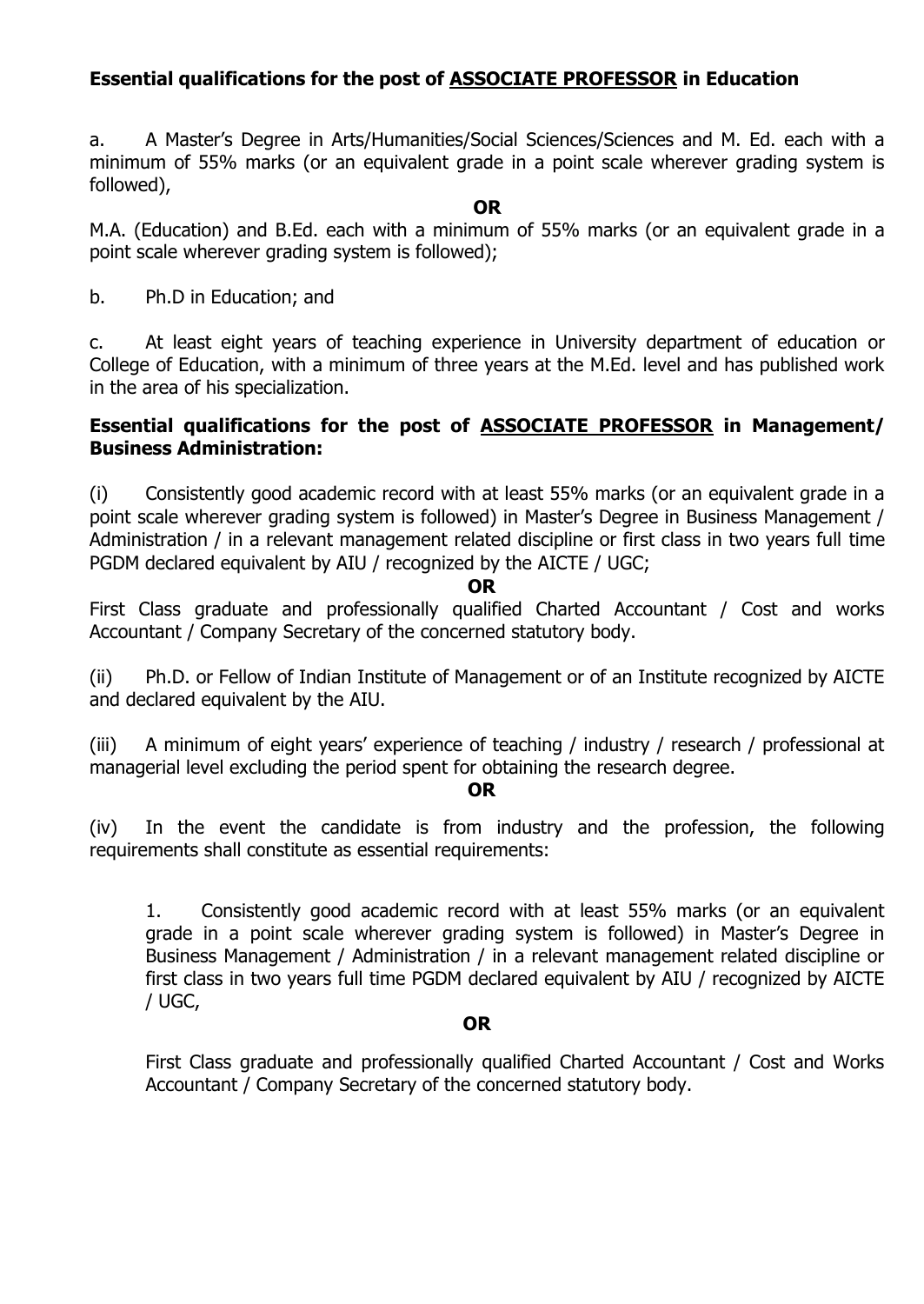**Essential qualifications for the post of <u>ASSOCIATE PROFESSOR</u> in Education**

a. A Master's Degree in Arts/Humanities/Social Sciences/Sciences and M. Ed. each with a minimum of 55% marks (or an equivalent grade in a point scale wherever grading system is followed),

**OR**

M.A. (Education) and B.Ed. each with a minimum of 55% marks (or an equivalent grade in a point scale wherever grading system is followed);

b. Ph.D in Education; and

c. At least eight years of teaching experience in University department of education or College of Education, with a minimum of three years at the M.Ed. level and has published work in the area of his specialization.

**Essential qualifications for the post of <u>ASSOCIATE PROFESSOR</u> in Management/ Business Administration:**

(i) Consistently good academic record with at least 55% marks (or an equivalent grade in a point scale wherever grading system is followed) in Master's Degree in Business Management / Administration / in a relevant management related discipline or first class in two years full time PGDM declared equivalent by AIU / recognized by the AICTE / UGC;

**OR**

First Class graduate and professionally qualified Charted Accountant / Cost and works Accountant / Company Secretary of the concerned statutory body.

(ii) Ph.D. or Fellow of Indian Institute of Management or of an Institute recognized by AICTE and declared equivalent by the AIU.

(iii) A minimum of eight years' experience of teaching / industry / research / professional at managerial level excluding the period spent for obtaining the research degree.

**OR**

(iv) In the event the candidate is from industry and the profession, the following requirements shall constitute as essential requirements:

1. Consistently good academic record with at least 55% marks (or an equivalent grade in a point scale wherever grading system is followed) in Master's Degree in Business Management / Administration / in a relevant management related discipline or first class in two years full time PGDM declared equivalent by AIU / recognized by AICTE / UGC,

**OR**

First Class graduate and professionally qualified Charted Accountant / Cost and Works Accountant / Company Secretary of the concerned statutory body.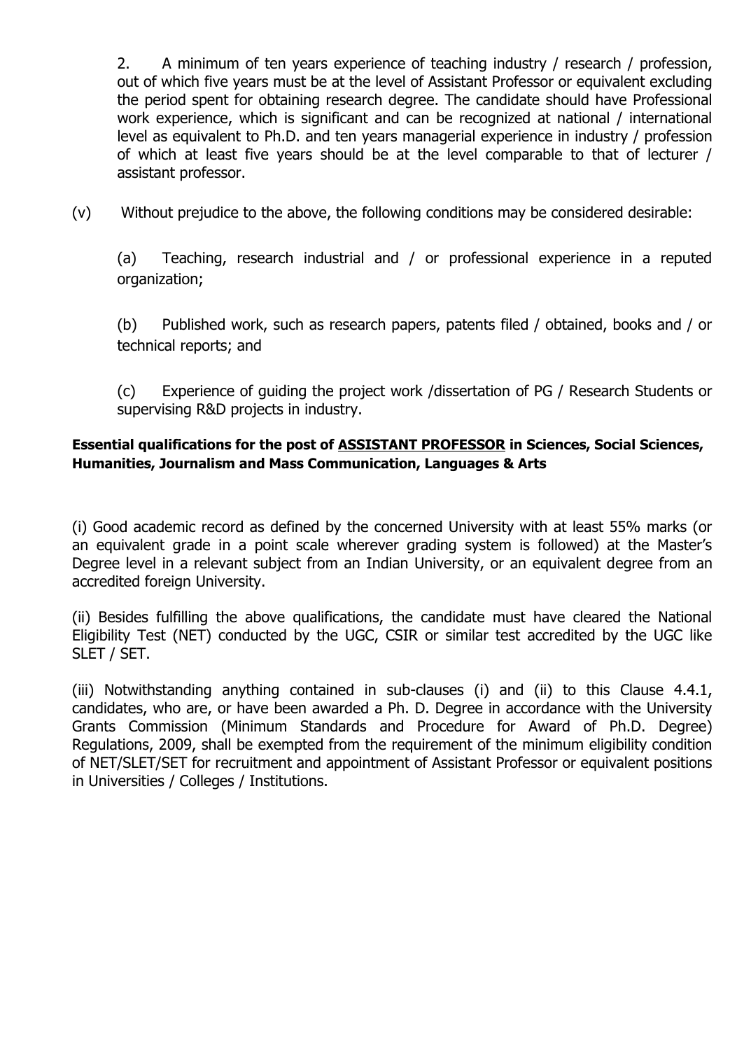2. A minimum of ten years experience of teaching industry / research / profession, out of which five years must be at the level of Assistant Professor or equivalent excluding the period spent for obtaining research degree. The candidate should have Professional work experience, which is significant and can be recognized at national / international level as equivalent to Ph.D. and ten years managerial experience in industry / profession of which at least five years should be at the level comparable to that of lecturer / assistant professor.

(v) Without prejudice to the above, the following conditions may be considered desirable:

(a) Teaching, research industrial and / or professional experience in a reputed organization;

(b) Published work, such as research papers, patents filed / obtained, books and / or technical reports; and

(c) Experience of guiding the project work /dissertation of PG / Research Students or supervising R&D projects in industry.

**Essential qualifications for the post of <u>ASSISTANT PROFESSOR</u> in Sciences, Social Sciences, Humanities, Journalism and Mass Communication, Languages & Arts**

(i) Good academic record as defined by the concerned University with at least 55% marks (or an equivalent grade in a point scale wherever grading system is followed) at the Master's Degree level in a relevant subject from an Indian University, or an equivalent degree from an accredited foreign University.

(ii) Besides fulfilling the above qualifications, the candidate must have cleared the National Eligibility Test (NET) conducted by the UGC, CSIR or similar test accredited by the UGC like SLET / SET.

(iii) Notwithstanding anything contained in sub-clauses (i) and (ii) to this Clause 4.4.1, candidates, who are, or have been awarded a Ph. D. Degree in accordance with the University Grants Commission (Minimum Standards and Procedure for Award of Ph.D. Degree) Regulations, 2009, shall be exempted from the requirement of the minimum eligibility condition of NET/SLET/SET for recruitment and appointment of Assistant Professor or equivalent positions in Universities / Colleges / Institutions.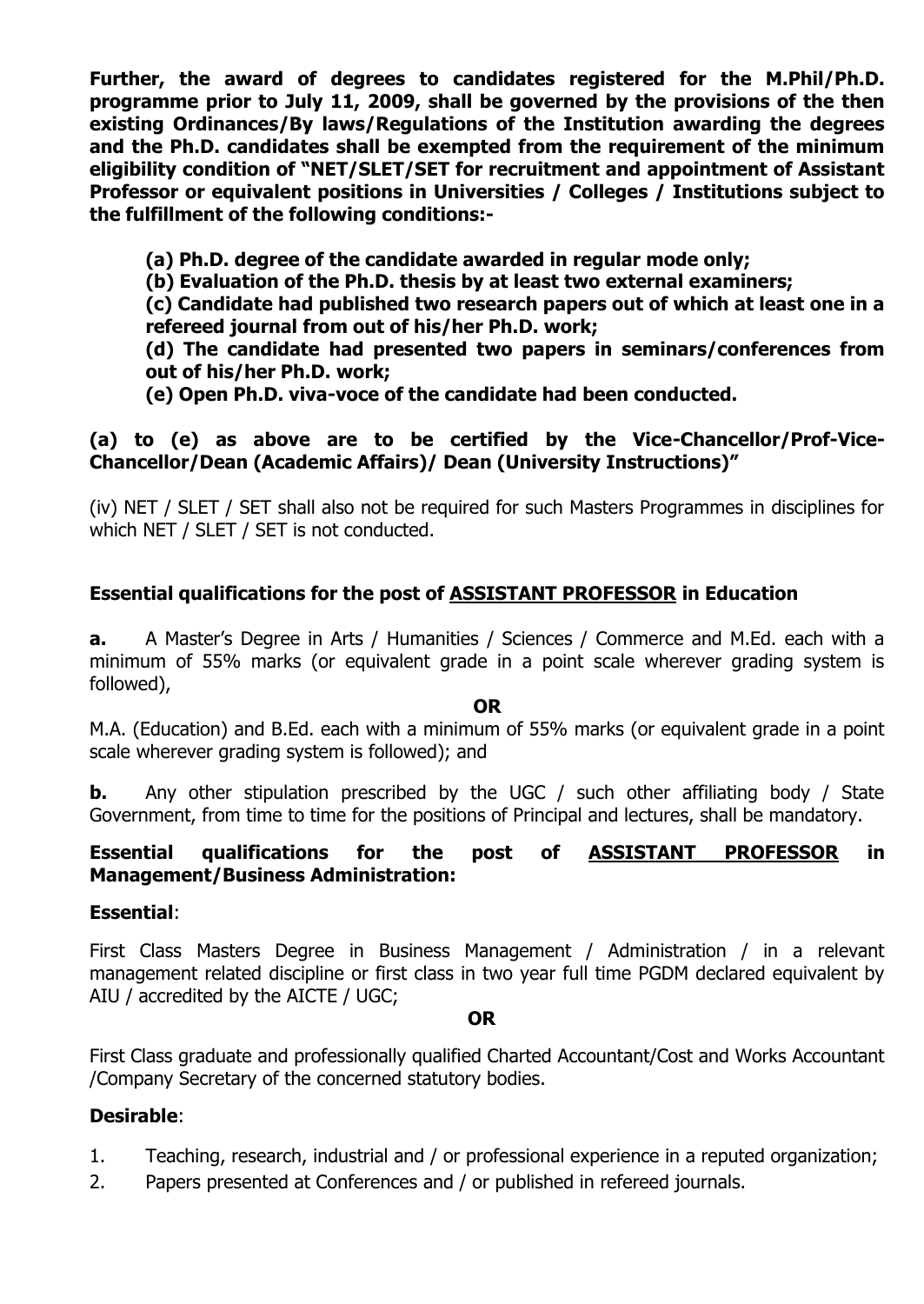**Further, the award of degrees to candidates registered for the M.Phil/Ph.D. programme prior to July 11, 2009, shall be governed by the provisions of the then existing Ordinances/By laws/Regulations of the Institution awarding the degrees and the Ph.D. candidates shall be exempted from the requirement of the minimum eligibility condition of "NET/SLET/SET for recruitment and appointment of Assistant Professor or equivalent positions in Universities / Colleges / Institutions subject to the fulfillment of the following conditions:-**

> **(a) Ph.D. degree of the candidate awarded in regular mode only;**
>
> **(b) Evaluation of the Ph.D. thesis by at least two external examiners;**
>
> **(c) Candidate had published two research papers out of which at least one in a refereed journal from out of his/her Ph.D. work;**
>
> **(d) The candidate had presented two papers in seminars/conferences from out of his/her Ph.D. work;**
>
> **(e) Open Ph.D. viva-voce of the candidate had been conducted.**

**(a) to (e) as above are to be certified by the Vice-Chancellor/Prof-Vice-Chancellor/Dean (Academic Affairs)/ Dean (University Instructions)"**

(iv) NET / SLET / SET shall also not be required for such Masters Programmes in disciplines for which NET / SLET / SET is not conducted.

### Essential qualifications for the post of <u>ASSISTANT PROFESSOR</u> in Education

**a.** A Master's Degree in Arts / Humanities / Sciences / Commerce and M.Ed. each with a minimum of 55% marks (or equivalent grade in a point scale wherever grading system is followed),

**OR**

M.A. (Education) and B.Ed. each with a minimum of 55% marks (or equivalent grade in a point scale wherever grading system is followed); and

**b.** Any other stipulation prescribed by the UGC / such other affiliating body / State Government, from time to time for the positions of Principal and lectures, shall be mandatory.

### Essential qualifications for the post of <u>ASSISTANT PROFESSOR</u> in Management/Business Administration:

**Essential**:

First Class Masters Degree in Business Management / Administration / in a relevant management related discipline or first class in two year full time PGDM declared equivalent by AIU / accredited by the AICTE / UGC;

**OR**

First Class graduate and professionally qualified Charted Accountant/Cost and Works Accountant /Company Secretary of the concerned statutory bodies.

**Desirable**:

1. Teaching, research, industrial and / or professional experience in a reputed organization;
2. Papers presented at Conferences and / or published in refereed journals.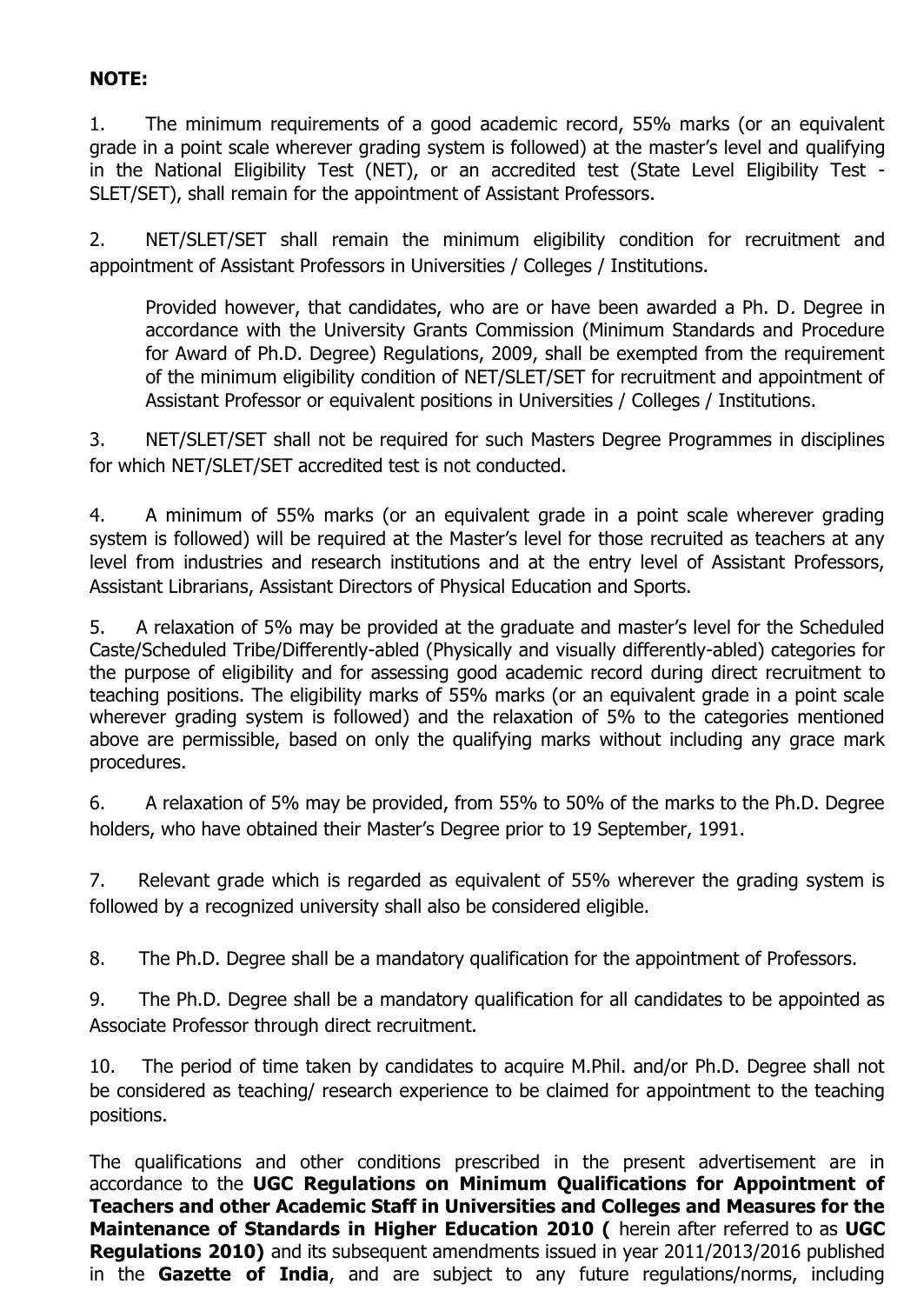**NOTE:**

1. The minimum requirements of a good academic record, 55% marks (or an equivalent grade in a point scale wherever grading system is followed) at the master's level and qualifying in the National Eligibility Test (NET), or an accredited test (State Level Eligibility Test - SLET/SET), shall remain for the appointment of Assistant Professors.

2. NET/SLET/SET shall remain the minimum eligibility condition for recruitment and appointment of Assistant Professors in Universities / Colleges / Institutions.

   Provided however, that candidates, who are or have been awarded a Ph. D. Degree in accordance with the University Grants Commission (Minimum Standards and Procedure for Award of Ph.D. Degree) Regulations, 2009, shall be exempted from the requirement of the minimum eligibility condition of NET/SLET/SET for recruitment and appointment of Assistant Professor or equivalent positions in Universities / Colleges / Institutions.

3. NET/SLET/SET shall not be required for such Masters Degree Programmes in disciplines for which NET/SLET/SET accredited test is not conducted.

4. A minimum of 55% marks (or an equivalent grade in a point scale wherever grading system is followed) will be required at the Master's level for those recruited as teachers at any level from industries and research institutions and at the entry level of Assistant Professors, Assistant Librarians, Assistant Directors of Physical Education and Sports.

5. A relaxation of 5% may be provided at the graduate and master's level for the Scheduled Caste/Scheduled Tribe/Differently-abled (Physically and visually differently-abled) categories for the purpose of eligibility and for assessing good academic record during direct recruitment to teaching positions. The eligibility marks of 55% marks (or an equivalent grade in a point scale wherever grading system is followed) and the relaxation of 5% to the categories mentioned above are permissible, based on only the qualifying marks without including any grace mark procedures.

6. A relaxation of 5% may be provided, from 55% to 50% of the marks to the Ph.D. Degree holders, who have obtained their Master's Degree prior to 19 September, 1991.

7. Relevant grade which is regarded as equivalent of 55% wherever the grading system is followed by a recognized university shall also be considered eligible.

8. The Ph.D. Degree shall be a mandatory qualification for the appointment of Professors.

9. The Ph.D. Degree shall be a mandatory qualification for all candidates to be appointed as Associate Professor through direct recruitment.

10. The period of time taken by candidates to acquire M.Phil. and/or Ph.D. Degree shall not be considered as teaching/ research experience to be claimed for appointment to the teaching positions.

The qualifications and other conditions prescribed in the present advertisement are in accordance to the **UGC Regulations on Minimum Qualifications for Appointment of Teachers and other Academic Staff in Universities and Colleges and Measures for the Maintenance of Standards in Higher Education 2010 (** herein after referred to as **UGC Regulations 2010)** and its subsequent amendments issued in year 2011/2013/2016 published in the **Gazette of India**, and are subject to any future regulations/norms, including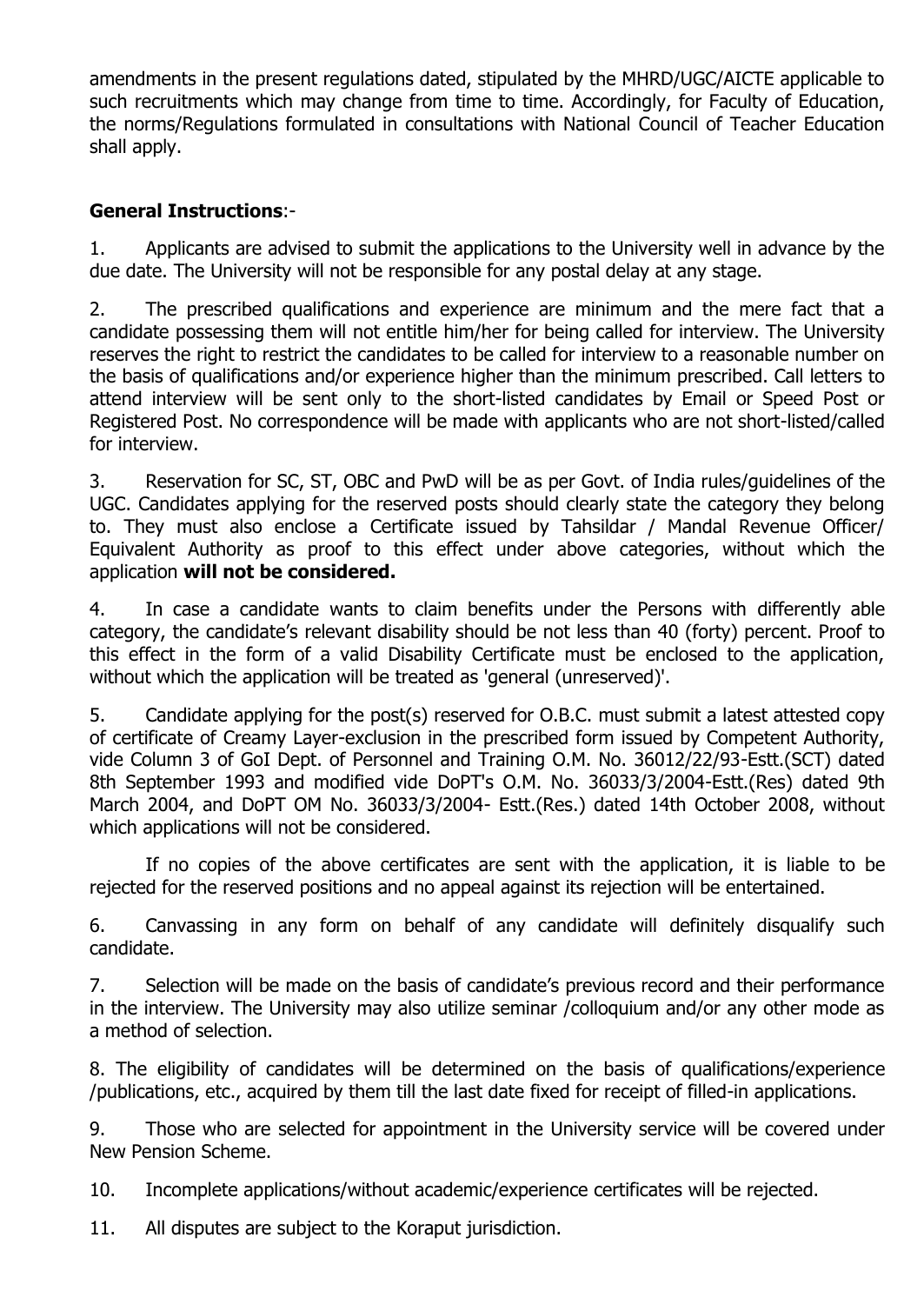amendments in the present regulations dated, stipulated by the MHRD/UGC/AICTE applicable to such recruitments which may change from time to time. Accordingly, for Faculty of Education, the norms/Regulations formulated in consultations with National Council of Teacher Education shall apply.

**General Instructions**:-

1. Applicants are advised to submit the applications to the University well in advance by the due date. The University will not be responsible for any postal delay at any stage.

2. The prescribed qualifications and experience are minimum and the mere fact that a candidate possessing them will not entitle him/her for being called for interview. The University reserves the right to restrict the candidates to be called for interview to a reasonable number on the basis of qualifications and/or experience higher than the minimum prescribed. Call letters to attend interview will be sent only to the short-listed candidates by Email or Speed Post or Registered Post. No correspondence will be made with applicants who are not short-listed/called for interview.

3. Reservation for SC, ST, OBC and PwD will be as per Govt. of India rules/guidelines of the UGC. Candidates applying for the reserved posts should clearly state the category they belong to. They must also enclose a Certificate issued by Tahsildar / Mandal Revenue Officer/ Equivalent Authority as proof to this effect under above categories, without which the application **will not be considered.**

4. In case a candidate wants to claim benefits under the Persons with differently able category, the candidate's relevant disability should be not less than 40 (forty) percent. Proof to this effect in the form of a valid Disability Certificate must be enclosed to the application, without which the application will be treated as 'general (unreserved)'.

5. Candidate applying for the post(s) reserved for O.B.C. must submit a latest attested copy of certificate of Creamy Layer-exclusion in the prescribed form issued by Competent Authority, vide Column 3 of GoI Dept. of Personnel and Training O.M. No. 36012/22/93-Estt.(SCT) dated 8th September 1993 and modified vide DoPT's O.M. No. 36033/3/2004-Estt.(Res) dated 9th March 2004, and DoPT OM No. 36033/3/2004- Estt.(Res.) dated 14th October 2008, without which applications will not be considered.

   If no copies of the above certificates are sent with the application, it is liable to be rejected for the reserved positions and no appeal against its rejection will be entertained.

6. Canvassing in any form on behalf of any candidate will definitely disqualify such candidate.

7. Selection will be made on the basis of candidate's previous record and their performance in the interview. The University may also utilize seminar /colloquium and/or any other mode as a method of selection.

8. The eligibility of candidates will be determined on the basis of qualifications/experience /publications, etc., acquired by them till the last date fixed for receipt of filled-in applications.

9. Those who are selected for appointment in the University service will be covered under New Pension Scheme.

10. Incomplete applications/without academic/experience certificates will be rejected.

11. All disputes are subject to the Koraput jurisdiction.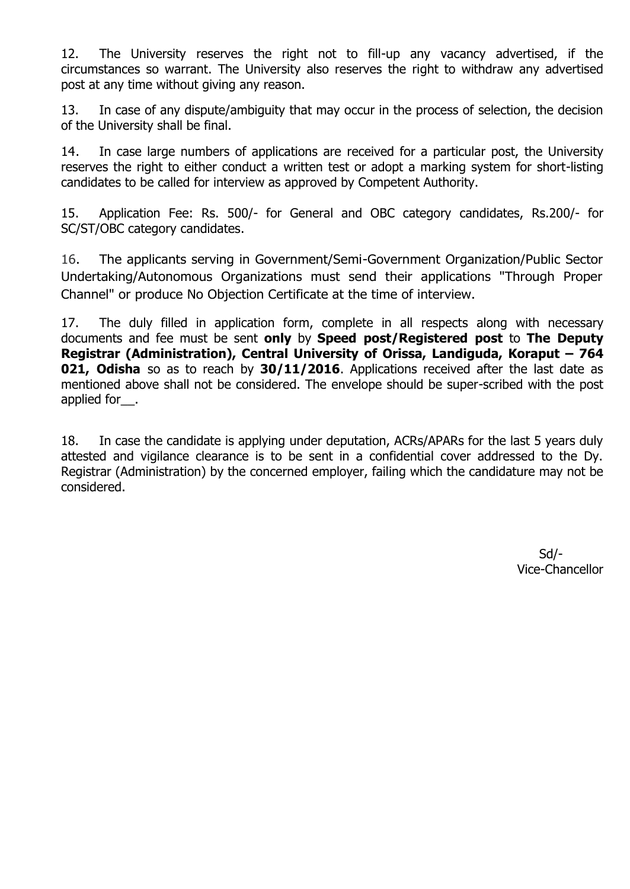12. The University reserves the right not to fill-up any vacancy advertised, if the circumstances so warrant. The University also reserves the right to withdraw any advertised post at any time without giving any reason.

13. In case of any dispute/ambiguity that may occur in the process of selection, the decision of the University shall be final.

14. In case large numbers of applications are received for a particular post, the University reserves the right to either conduct a written test or adopt a marking system for short-listing candidates to be called for interview as approved by Competent Authority.

15. Application Fee: Rs. 500/- for General and OBC category candidates, Rs.200/- for SC/ST/OBC category candidates.

16. The applicants serving in Government/Semi-Government Organization/Public Sector Undertaking/Autonomous Organizations must send their applications "Through Proper Channel" or produce No Objection Certificate at the time of interview.

17. The duly filled in application form, complete in all respects along with necessary documents and fee must be sent **only** by **Speed post/Registered post** to **The Deputy Registrar (Administration), Central University of Orissa, Landiguda, Koraput – 764 021, Odisha** so as to reach by **30/11/2016**. Applications received after the last date as mentioned above shall not be considered. The envelope should be super-scribed with the post applied for__.

18. In case the candidate is applying under deputation, ACRs/APARs for the last 5 years duly attested and vigilance clearance is to be sent in a confidential cover addressed to the Dy. Registrar (Administration) by the concerned employer, failing which the candidature may not be considered.

Sd/-
Vice-Chancellor